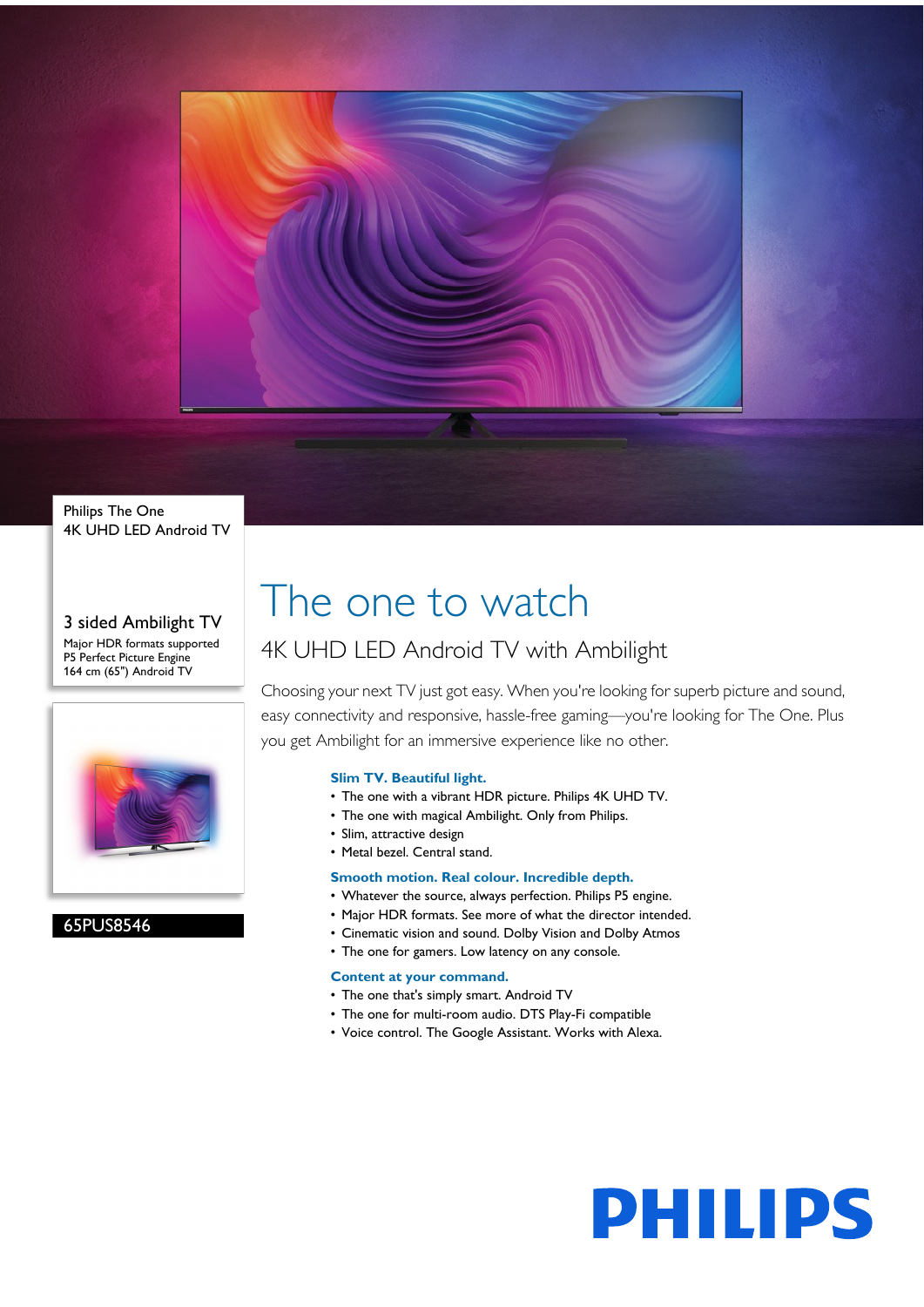Philips The One
4K UHD LED Android TV

3 sided Ambilight TV

Major HDR formats supported
P5 Perfect Picture Engine
164 cm (65") Android TV

65PUS8546

# The one to watch

## 4K UHD LED Android TV with Ambilight

Choosing your next TV just got easy. When you're looking for superb picture and sound, easy connectivity and responsive, hassle-free gaming—you're looking for The One. Plus you get Ambilight for an immersive experience like no other.

### Slim TV. Beautiful light.

- The one with a vibrant HDR picture. Philips 4K UHD TV.
- The one with magical Ambilight. Only from Philips.
- Slim, attractive design
- Metal bezel. Central stand.

### Smooth motion. Real colour. Incredible depth.

- Whatever the source, always perfection. Philips P5 engine.
- Major HDR formats. See more of what the director intended.
- Cinematic vision and sound. Dolby Vision and Dolby Atmos
- The one for gamers. Low latency on any console.

### Content at your command.

- The one that's simply smart. Android TV
- The one for multi-room audio. DTS Play-Fi compatible
- Voice control. The Google Assistant. Works with Alexa.

PHILIPS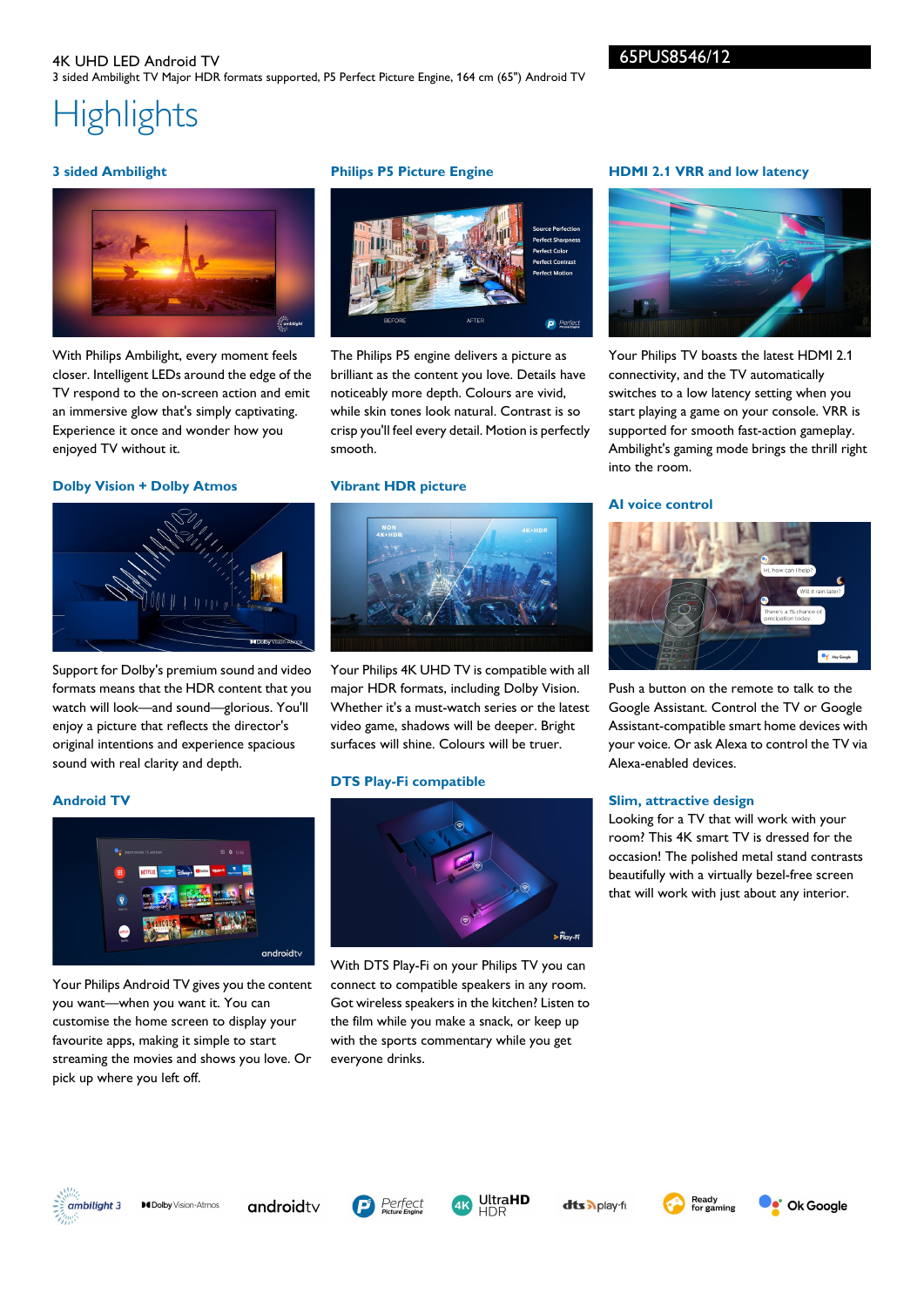4K UHD LED Android TV

3 sided Ambilight TV Major HDR formats supported, P5 Perfect Picture Engine, 164 cm (65") Android TV

65PUS8546/12

# Highlights

### 3 sided Ambilight

With Philips Ambilight, every moment feels closer. Intelligent LEDs around the edge of the TV respond to the on-screen action and emit an immersive glow that's simply captivating. Experience it once and wonder how you enjoyed TV without it.

### Dolby Vision + Dolby Atmos

Support for Dolby's premium sound and video formats means that the HDR content that you watch will look—and sound—glorious. You'll enjoy a picture that reflects the director's original intentions and experience spacious sound with real clarity and depth.

### Android TV

Your Philips Android TV gives you the content you want—when you want it. You can customise the home screen to display your favourite apps, making it simple to start streaming the movies and shows you love. Or pick up where you left off.

### Philips P5 Picture Engine

The Philips P5 engine delivers a picture as brilliant as the content you love. Details have noticeably more depth. Colours are vivid, while skin tones look natural. Contrast is so crisp you'll feel every detail. Motion is perfectly smooth.

### Vibrant HDR picture

Your Philips 4K UHD TV is compatible with all major HDR formats, including Dolby Vision. Whether it's a must-watch series or the latest video game, shadows will be deeper. Bright surfaces will shine. Colours will be truer.

### DTS Play-Fi compatible

With DTS Play-Fi on your Philips TV you can connect to compatible speakers in any room. Got wireless speakers in the kitchen? Listen to the film while you make a snack, or keep up with the sports commentary while you get everyone drinks.

### HDMI 2.1 VRR and low latency

Your Philips TV boasts the latest HDMI 2.1 connectivity, and the TV automatically switches to a low latency setting when you start playing a game on your console. VRR is supported for smooth fast-action gameplay. Ambilight's gaming mode brings the thrill right into the room.

### AI voice control

Push a button on the remote to talk to the Google Assistant. Control the TV or Google Assistant-compatible smart home devices with your voice. Or ask Alexa to control the TV via Alexa-enabled devices.

### Slim, attractive design

Looking for a TV that will work with your room? This 4K smart TV is dressed for the occasion! The polished metal stand contrasts beautifully with a virtually bezel-free screen that will work with just about any interior.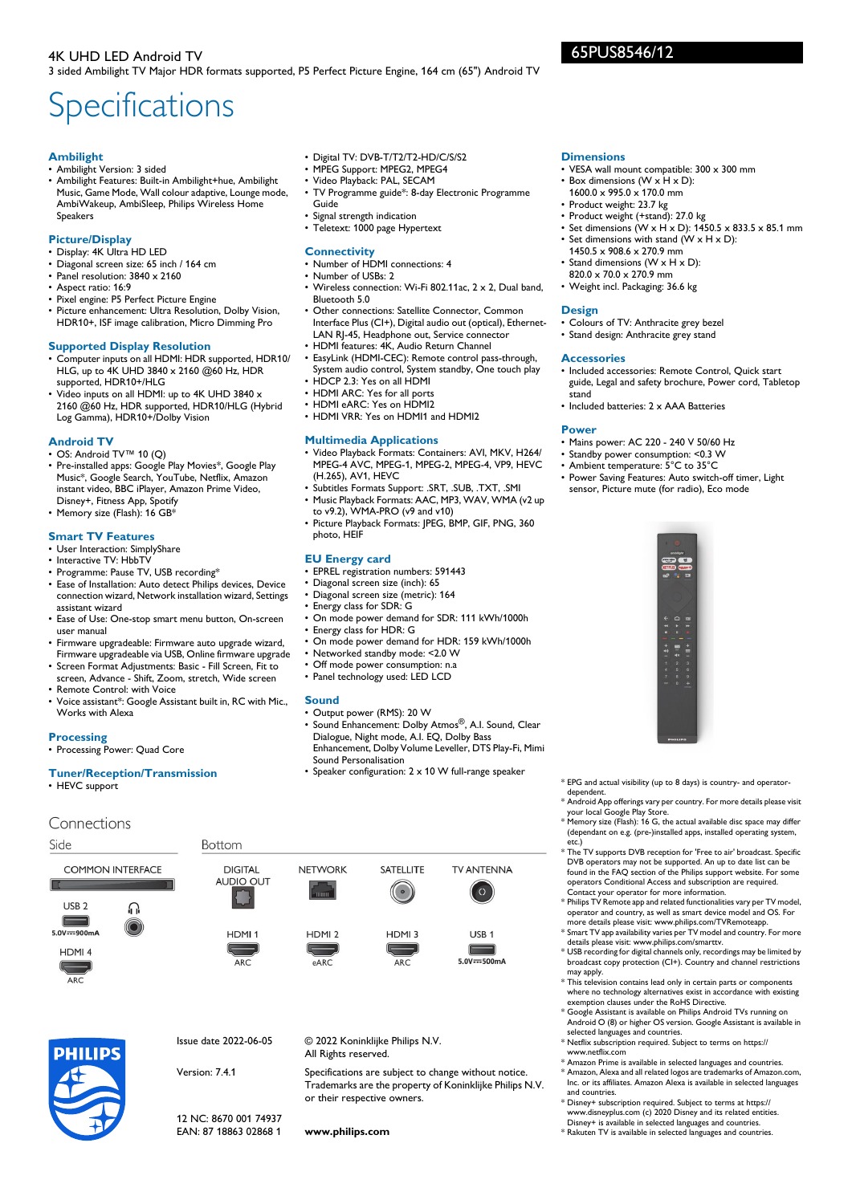4K UHD LED Android TV

3 sided Ambilight TV Major HDR formats supported, P5 Perfect Picture Engine, 164 cm (65") Android TV

65PUS8546/12

# Specifications

## Ambilight
- Ambilight Version: 3 sided
- Ambilight Features: Built-in Ambilight+hue, Ambilight Music, Game Mode, Wall colour adaptive, Lounge mode, AmbiWakeup, AmbiSleep, Philips Wireless Home Speakers

## Picture/Display
- Display: 4K Ultra HD LED
- Diagonal screen size: 65 inch / 164 cm
- Panel resolution: 3840 x 2160
- Aspect ratio: 16:9
- Pixel engine: P5 Perfect Picture Engine
- Picture enhancement: Ultra Resolution, Dolby Vision, HDR10+, ISF image calibration, Micro Dimming Pro

## Supported Display Resolution
- Computer inputs on all HDMI: HDR supported, HDR10/ HLG, up to 4K UHD 3840 x 2160 @60 Hz, HDR supported, HDR10+/HLG
- Video inputs on all HDMI: up to 4K UHD 3840 x 2160 @60 Hz, HDR supported, HDR10/HLG (Hybrid Log Gamma), HDR10+/Dolby Vision

## Android TV
- OS: Android TV™ 10 (Q)
- Pre-installed apps: Google Play Movies*, Google Play Music*, Google Search, YouTube, Netflix, Amazon instant video, BBC iPlayer, Amazon Prime Video, Disney+, Fitness App, Spotify
- Memory size (Flash): 16 GB*

## Smart TV Features
- User Interaction: SimplyShare
- Interactive TV: HbbTV
- Programme: Pause TV, USB recording*
- Ease of Installation: Auto detect Philips devices, Device connection wizard, Network installation wizard, Settings assistant wizard
- Ease of Use: One-stop smart menu button, On-screen user manual
- Firmware upgradeable: Firmware auto upgrade wizard, Firmware upgradeable via USB, Online firmware upgrade
- Screen Format Adjustments: Basic - Fill Screen, Fit to screen, Advance - Shift, Zoom, stretch, Wide screen
- Remote Control: with Voice
- Voice assistant*: Google Assistant built in, RC with Mic., Works with Alexa

## Processing
- Processing Power: Quad Core

## Tuner/Reception/Transmission
- HEVC support
- Digital TV: DVB-T/T2/T2-HD/C/S/S2
- MPEG Support: MPEG2, MPEG4
- Video Playback: PAL, SECAM
- TV Programme guide*: 8-day Electronic Programme Guide
- Signal strength indication
- Teletext: 1000 page Hypertext

## Connectivity
- Number of HDMI connections: 4
- Number of USBs: 2
- Wireless connection: Wi-Fi 802.11ac, 2 x 2, Dual band, Bluetooth 5.0
- Other connections: Satellite Connector, Common Interface Plus (CI+), Digital audio out (optical), Ethernet-LAN RJ-45, Headphone out, Service connector
- HDMI features: 4K, Audio Return Channel
- EasyLink (HDMI-CEC): Remote control pass-through, System audio control, System standby, One touch play
- HDCP 2.3: Yes on all HDMI
- HDMI ARC: Yes for all ports
- HDMI eARC: Yes on HDMI2
- HDMI VRR: Yes on HDMI1 and HDMI2

## Multimedia Applications
- Video Playback Formats: Containers: AVI, MKV, H264/ MPEG-4 AVC, MPEG-1, MPEG-2, MPEG-4, VP9, HEVC (H.265), AV1, HEVC
- Subtitles Formats Support: .SRT, .SUB, .TXT, .SMI
- Music Playback Formats: AAC, MP3, WAV, WMA (v2 up to v9.2), WMA-PRO (v9 and v10)
- Picture Playback Formats: JPEG, BMP, GIF, PNG, 360 photo, HEIF

## EU Energy card
- EPREL registration numbers: 591443
- Diagonal screen size (inch): 65
- Diagonal screen size (metric): 164
- Energy class for SDR: G
- On mode power demand for SDR: 111 kWh/1000h
- Energy class for HDR: G
- On mode power demand for HDR: 159 kWh/1000h
- Networked standby mode: <2.0 W
- Off mode power consumption: n.a
- Panel technology used: LED LCD

## Sound
- Output power (RMS): 20 W
- Sound Enhancement: Dolby Atmos®, A.I. Sound, Clear Dialogue, Night mode, A.I. EQ, Dolby Bass Enhancement, Dolby Volume Leveller, DTS Play-Fi, Mimi Sound Personalisation
- Speaker configuration: 2 x 10 W full-range speaker

## Dimensions
- VESA wall mount compatible: 300 x 300 mm
- Box dimensions (W x H x D): 1600.0 x 995.0 x 170.0 mm
- Product weight: 23.7 kg
- Product weight (+stand): 27.0 kg
- Set dimensions (W x H x D): 1450.5 x 833.5 x 85.1 mm
- Set dimensions with stand (W x H x D): 1450.5 x 908.6 x 270.9 mm
- Stand dimensions (W x H x D): 820.0 x 70.0 x 270.9 mm
- Weight incl. Packaging: 36.6 kg

## Design
- Colours of TV: Anthracite grey bezel
- Stand design: Anthracite grey stand

## Accessories
- Included accessories: Remote Control, Quick start guide, Legal and safety brochure, Power cord, Tabletop stand
- Included batteries: 2 x AAA Batteries

## Power
- Mains power: AC 220 - 240 V 50/60 Hz
- Standby power consumption: <0.3 W
- Ambient temperature: 5°C to 35°C
- Power Saving Features: Auto switch-off timer, Light sensor, Picture mute (for radio), Eco mode

## Connections

Side

COMMON INTERFACE

USB 2

5.0V⎓900mA

HDMI 4

ARC

Bottom

DIGITAL AUDIO OUT

NETWORK

SATELLITE

TV ANTENNA

HDMI 1

ARC

HDMI 2

eARC

HDMI 3

ARC

USB 1

5.0V⎓500mA

\* EPG and actual visibility (up to 8 days) is country- and operator-dependent.

\* Android App offerings vary per country. For more details please visit your local Google Play Store.

\* Memory size (Flash): 16 G, the actual available disc space may differ (dependant on e.g. (pre-)installed apps, installed operating system, etc.)

\* The TV supports DVB reception for 'Free to air' broadcast. Specific DVB operators may not be supported. An up to date list can be found in the FAQ section of the Philips support website. For some operators Conditional Access and subscription are required. Contact your operator for more information.

\* Philips TV Remote app and related functionalities vary per TV model, operator and country, as well as smart device model and OS. For more details please visit: www.philips.com/TVRemoteapp.

\* Smart TV app availability varies per TV model and country. For more details please visit: www.philips.com/smarttv.

\* USB recording for digital channels only, recordings may be limited by broadcast copy protection (CI+). Country and channel restrictions may apply.

\* This television contains lead only in certain parts or components where no technology alternatives exist in accordance with existing exemption clauses under the RoHS Directive.

\* Google Assistant is available on Philips Android TVs running on Android O (8) or higher OS version. Google Assistant is available in selected languages and countries.

\* Netflix subscription required. Subject to terms on https:// www.netflix.com

\* Amazon Prime is available in selected languages and countries.

\* Amazon, Alexa and all related logos are trademarks of Amazon.com, Inc. or its affiliates. Amazon Alexa is available in selected languages and countries.

\* Disney+ subscription required. Subject to terms at https:// www.disneyplus.com (c) 2020 Disney and its related entities. Disney+ is available in selected languages and countries.

\* Rakuten TV is available in selected languages and countries.

Issue date 2022-06-05

Version: 7.4.1

12 NC: 8670 001 74937

EAN: 87 18863 02868 1

© 2022 Koninklijke Philips N.V.
All Rights reserved.

Specifications are subject to change without notice. Trademarks are the property of Koninklijke Philips N.V. or their respective owners.

www.philips.com